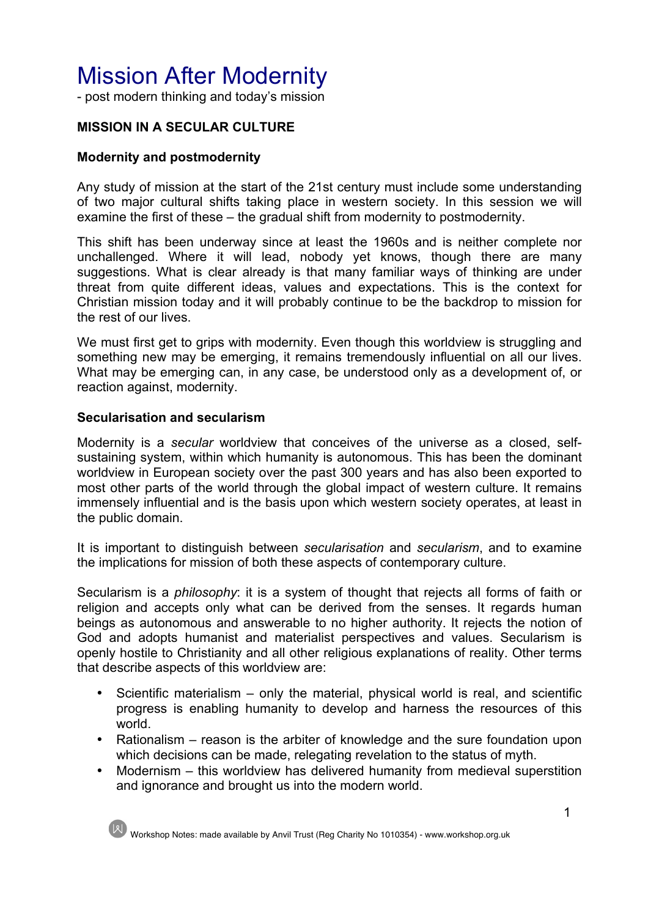# Mission After Modernity

- post modern thinking and today's mission

**MISSION IN A SECULAR CULTURE**

**Modernity and postmodernity**

Any study of mission at the start of the 21st century must include some understanding of two major cultural shifts taking place in western society. In this session we will examine the first of these – the gradual shift from modernity to postmodernity.

This shift has been underway since at least the 1960s and is neither complete nor unchallenged. Where it will lead, nobody yet knows, though there are many suggestions. What is clear already is that many familiar ways of thinking are under threat from quite different ideas, values and expectations. This is the context for Christian mission today and it will probably continue to be the backdrop to mission for the rest of our lives.

We must first get to grips with modernity. Even though this worldview is struggling and something new may be emerging, it remains tremendously influential on all our lives. What may be emerging can, in any case, be understood only as a development of, or reaction against, modernity.

**Secularisation and secularism**

Modernity is a *secular* worldview that conceives of the universe as a closed, self-sustaining system, within which humanity is autonomous. This has been the dominant worldview in European society over the past 300 years and has also been exported to most other parts of the world through the global impact of western culture. It remains immensely influential and is the basis upon which western society operates, at least in the public domain.

It is important to distinguish between *secularisation* and *secularism*, and to examine the implications for mission of both these aspects of contemporary culture.

Secularism is a *philosophy*: it is a system of thought that rejects all forms of faith or religion and accepts only what can be derived from the senses. It regards human beings as autonomous and answerable to no higher authority. It rejects the notion of God and adopts humanist and materialist perspectives and values. Secularism is openly hostile to Christianity and all other religious explanations of reality. Other terms that describe aspects of this worldview are:

- Scientific materialism – only the material, physical world is real, and scientific progress is enabling humanity to develop and harness the resources of this world.
- Rationalism – reason is the arbiter of knowledge and the sure foundation upon which decisions can be made, relegating revelation to the status of myth.
- Modernism – this worldview has delivered humanity from medieval superstition and ignorance and brought us into the modern world.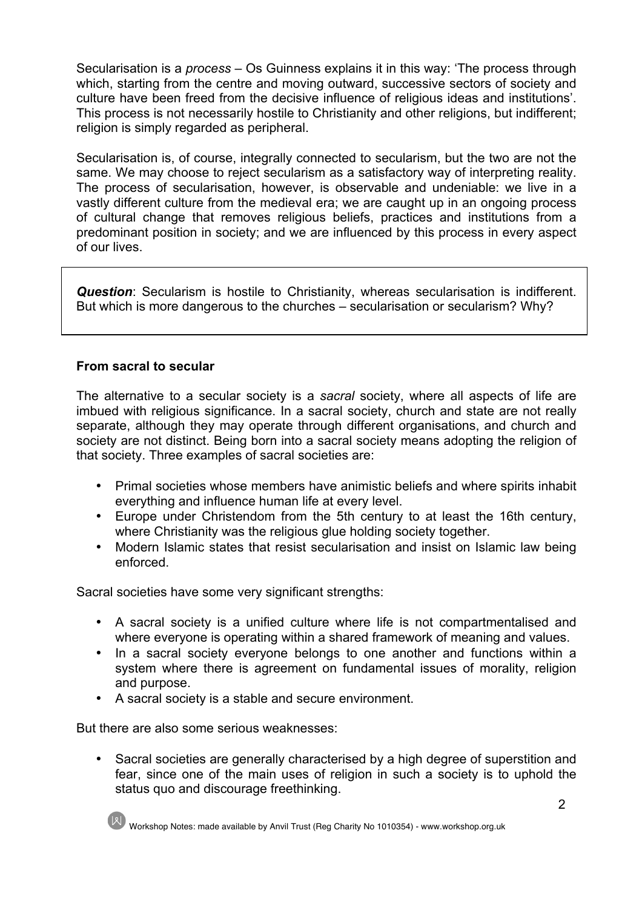Secularisation is a *process* – Os Guinness explains it in this way: 'The process through which, starting from the centre and moving outward, successive sectors of society and culture have been freed from the decisive influence of religious ideas and institutions'. This process is not necessarily hostile to Christianity and other religions, but indifferent; religion is simply regarded as peripheral.

Secularisation is, of course, integrally connected to secularism, but the two are not the same. We may choose to reject secularism as a satisfactory way of interpreting reality. The process of secularisation, however, is observable and undeniable: we live in a vastly different culture from the medieval era; we are caught up in an ongoing process of cultural change that removes religious beliefs, practices and institutions from a predominant position in society; and we are influenced by this process in every aspect of our lives.

> ***Question***: Secularism is hostile to Christianity, whereas secularisation is indifferent. But which is more dangerous to the churches – secularisation or secularism? Why?

### From sacral to secular

The alternative to a secular society is a *sacral* society, where all aspects of life are imbued with religious significance. In a sacral society, church and state are not really separate, although they may operate through different organisations, and church and society are not distinct. Being born into a sacral society means adopting the religion of that society. Three examples of sacral societies are:

- Primal societies whose members have animistic beliefs and where spirits inhabit everything and influence human life at every level.
- Europe under Christendom from the 5th century to at least the 16th century, where Christianity was the religious glue holding society together.
- Modern Islamic states that resist secularisation and insist on Islamic law being enforced.

Sacral societies have some very significant strengths:

- A sacral society is a unified culture where life is not compartmentalised and where everyone is operating within a shared framework of meaning and values.
- In a sacral society everyone belongs to one another and functions within a system where there is agreement on fundamental issues of morality, religion and purpose.
- A sacral society is a stable and secure environment.

But there are also some serious weaknesses:

- Sacral societies are generally characterised by a high degree of superstition and fear, since one of the main uses of religion in such a society is to uphold the status quo and discourage freethinking.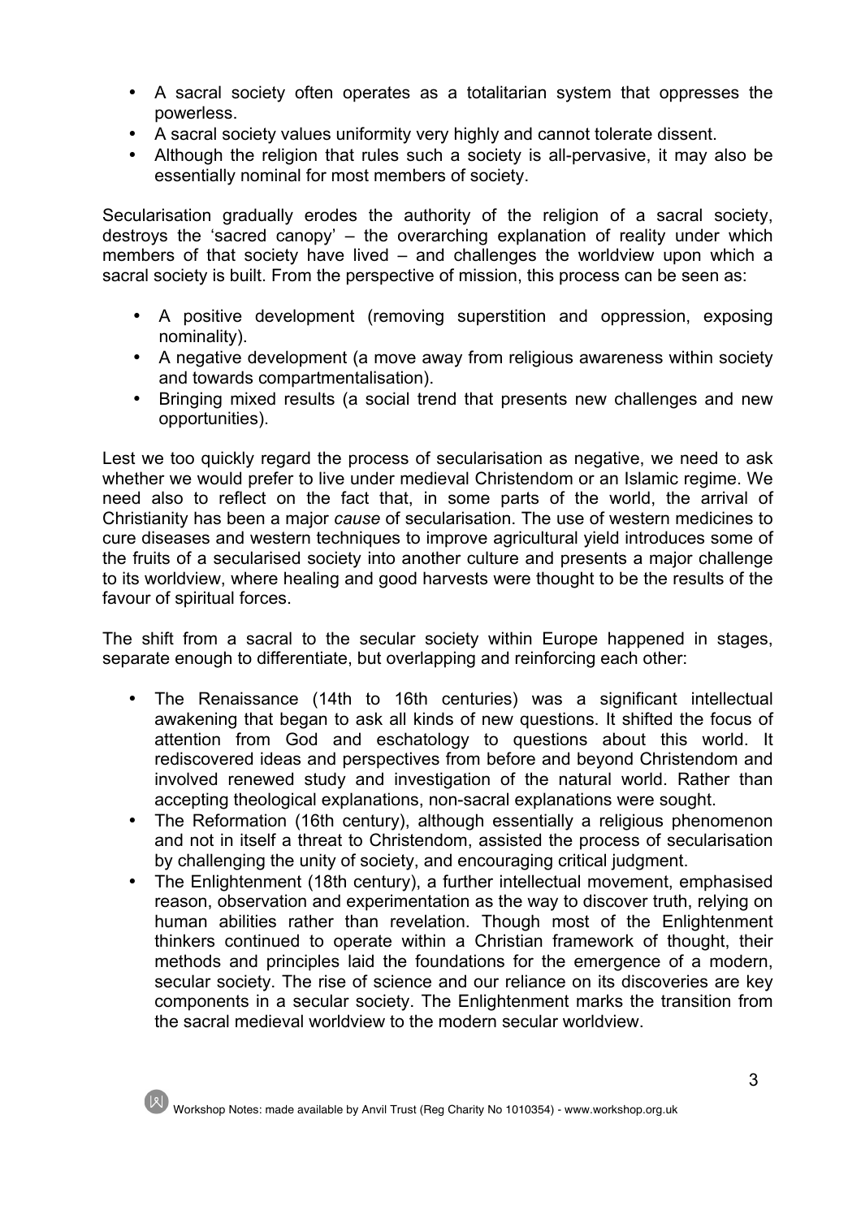- A sacral society often operates as a totalitarian system that oppresses the powerless.
- A sacral society values uniformity very highly and cannot tolerate dissent.
- Although the religion that rules such a society is all-pervasive, it may also be essentially nominal for most members of society.

Secularisation gradually erodes the authority of the religion of a sacral society, destroys the 'sacred canopy' – the overarching explanation of reality under which members of that society have lived – and challenges the worldview upon which a sacral society is built. From the perspective of mission, this process can be seen as:

- A positive development (removing superstition and oppression, exposing nominality).
- A negative development (a move away from religious awareness within society and towards compartmentalisation).
- Bringing mixed results (a social trend that presents new challenges and new opportunities).

Lest we too quickly regard the process of secularisation as negative, we need to ask whether we would prefer to live under medieval Christendom or an Islamic regime. We need also to reflect on the fact that, in some parts of the world, the arrival of Christianity has been a major *cause* of secularisation. The use of western medicines to cure diseases and western techniques to improve agricultural yield introduces some of the fruits of a secularised society into another culture and presents a major challenge to its worldview, where healing and good harvests were thought to be the results of the favour of spiritual forces.

The shift from a sacral to the secular society within Europe happened in stages, separate enough to differentiate, but overlapping and reinforcing each other:

- The Renaissance (14th to 16th centuries) was a significant intellectual awakening that began to ask all kinds of new questions. It shifted the focus of attention from God and eschatology to questions about this world. It rediscovered ideas and perspectives from before and beyond Christendom and involved renewed study and investigation of the natural world. Rather than accepting theological explanations, non-sacral explanations were sought.
- The Reformation (16th century), although essentially a religious phenomenon and not in itself a threat to Christendom, assisted the process of secularisation by challenging the unity of society, and encouraging critical judgment.
- The Enlightenment (18th century), a further intellectual movement, emphasised reason, observation and experimentation as the way to discover truth, relying on human abilities rather than revelation. Though most of the Enlightenment thinkers continued to operate within a Christian framework of thought, their methods and principles laid the foundations for the emergence of a modern, secular society. The rise of science and our reliance on its discoveries are key components in a secular society. The Enlightenment marks the transition from the sacral medieval worldview to the modern secular worldview.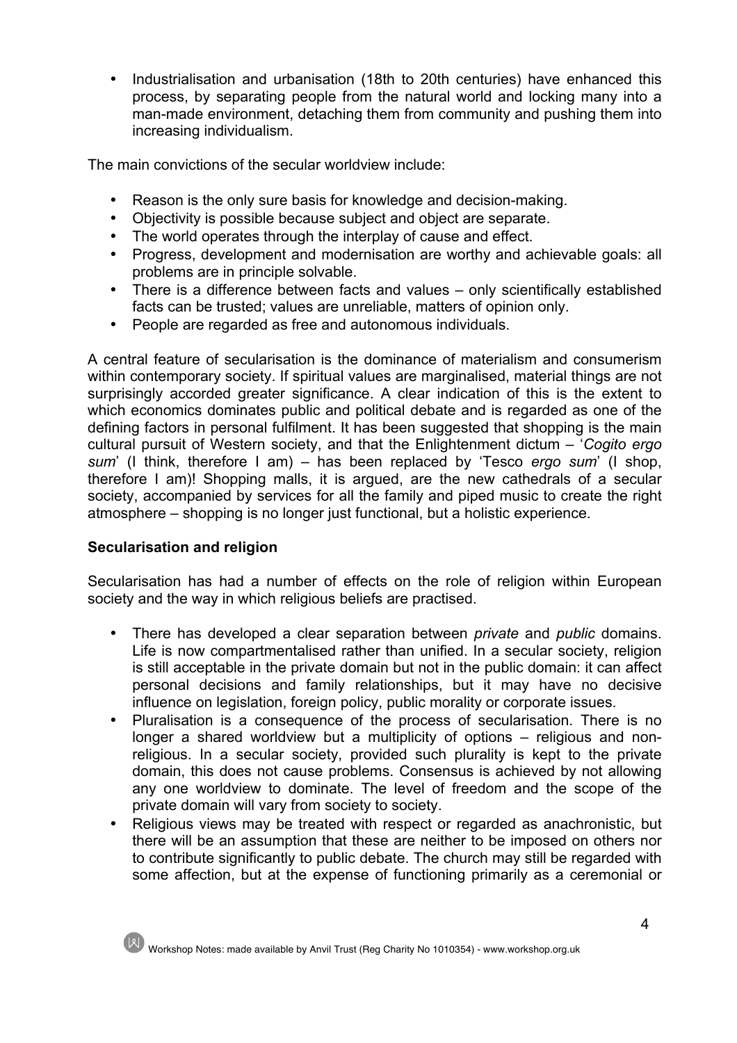- Industrialisation and urbanisation (18th to 20th centuries) have enhanced this process, by separating people from the natural world and locking many into a man-made environment, detaching them from community and pushing them into increasing individualism.

The main convictions of the secular worldview include:

- Reason is the only sure basis for knowledge and decision-making.
- Objectivity is possible because subject and object are separate.
- The world operates through the interplay of cause and effect.
- Progress, development and modernisation are worthy and achievable goals: all problems are in principle solvable.
- There is a difference between facts and values – only scientifically established facts can be trusted; values are unreliable, matters of opinion only.
- People are regarded as free and autonomous individuals.

A central feature of secularisation is the dominance of materialism and consumerism within contemporary society. If spiritual values are marginalised, material things are not surprisingly accorded greater significance. A clear indication of this is the extent to which economics dominates public and political debate and is regarded as one of the defining factors in personal fulfilment. It has been suggested that shopping is the main cultural pursuit of Western society, and that the Enlightenment dictum – '*Cogito ergo sum*' (I think, therefore I am) – has been replaced by 'Tesco *ergo sum*' (I shop, therefore I am)! Shopping malls, it is argued, are the new cathedrals of a secular society, accompanied by services for all the family and piped music to create the right atmosphere – shopping is no longer just functional, but a holistic experience.

**Secularisation and religion**

Secularisation has had a number of effects on the role of religion within European society and the way in which religious beliefs are practised.

- There has developed a clear separation between *private* and *public* domains. Life is now compartmentalised rather than unified. In a secular society, religion is still acceptable in the private domain but not in the public domain: it can affect personal decisions and family relationships, but it may have no decisive influence on legislation, foreign policy, public morality or corporate issues.
- Pluralisation is a consequence of the process of secularisation. There is no longer a shared worldview but a multiplicity of options – religious and non-religious. In a secular society, provided such plurality is kept to the private domain, this does not cause problems. Consensus is achieved by not allowing any one worldview to dominate. The level of freedom and the scope of the private domain will vary from society to society.
- Religious views may be treated with respect or regarded as anachronistic, but there will be an assumption that these are neither to be imposed on others nor to contribute significantly to public debate. The church may still be regarded with some affection, but at the expense of functioning primarily as a ceremonial or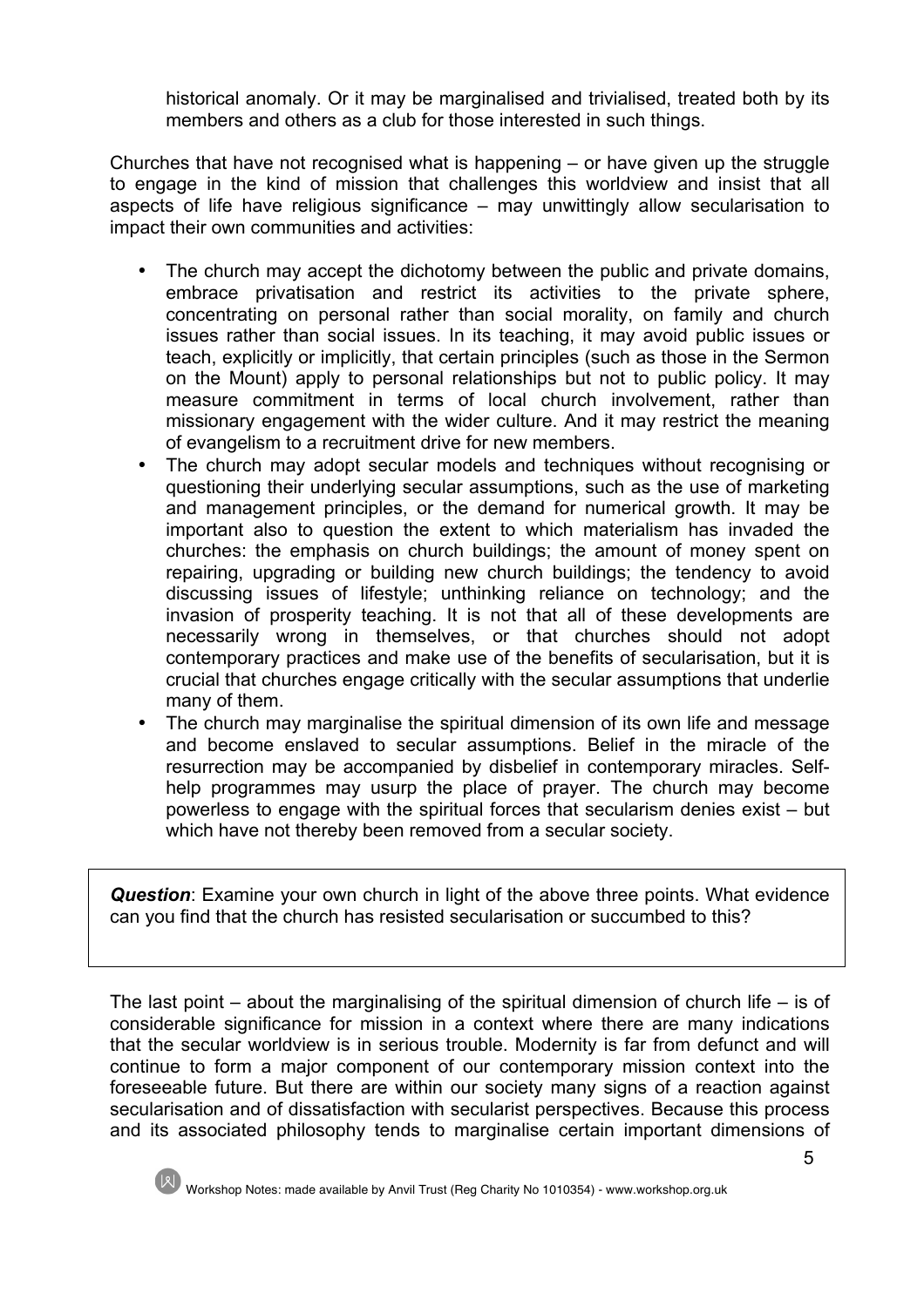historical anomaly. Or it may be marginalised and trivialised, treated both by its members and others as a club for those interested in such things.

Churches that have not recognised what is happening – or have given up the struggle to engage in the kind of mission that challenges this worldview and insist that all aspects of life have religious significance – may unwittingly allow secularisation to impact their own communities and activities:

- The church may accept the dichotomy between the public and private domains, embrace privatisation and restrict its activities to the private sphere, concentrating on personal rather than social morality, on family and church issues rather than social issues. In its teaching, it may avoid public issues or teach, explicitly or implicitly, that certain principles (such as those in the Sermon on the Mount) apply to personal relationships but not to public policy. It may measure commitment in terms of local church involvement, rather than missionary engagement with the wider culture. And it may restrict the meaning of evangelism to a recruitment drive for new members.
- The church may adopt secular models and techniques without recognising or questioning their underlying secular assumptions, such as the use of marketing and management principles, or the demand for numerical growth. It may be important also to question the extent to which materialism has invaded the churches: the emphasis on church buildings; the amount of money spent on repairing, upgrading or building new church buildings; the tendency to avoid discussing issues of lifestyle; unthinking reliance on technology; and the invasion of prosperity teaching. It is not that all of these developments are necessarily wrong in themselves, or that churches should not adopt contemporary practices and make use of the benefits of secularisation, but it is crucial that churches engage critically with the secular assumptions that underlie many of them.
- The church may marginalise the spiritual dimension of its own life and message and become enslaved to secular assumptions. Belief in the miracle of the resurrection may be accompanied by disbelief in contemporary miracles. Self-help programmes may usurp the place of prayer. The church may become powerless to engage with the spiritual forces that secularism denies exist – but which have not thereby been removed from a secular society.

> ***Question***: Examine your own church in light of the above three points. What evidence can you find that the church has resisted secularisation or succumbed to this?

The last point – about the marginalising of the spiritual dimension of church life – is of considerable significance for mission in a context where there are many indications that the secular worldview is in serious trouble. Modernity is far from defunct and will continue to form a major component of our contemporary mission context into the foreseeable future. But there are within our society many signs of a reaction against secularisation and of dissatisfaction with secularist perspectives. Because this process and its associated philosophy tends to marginalise certain important dimensions of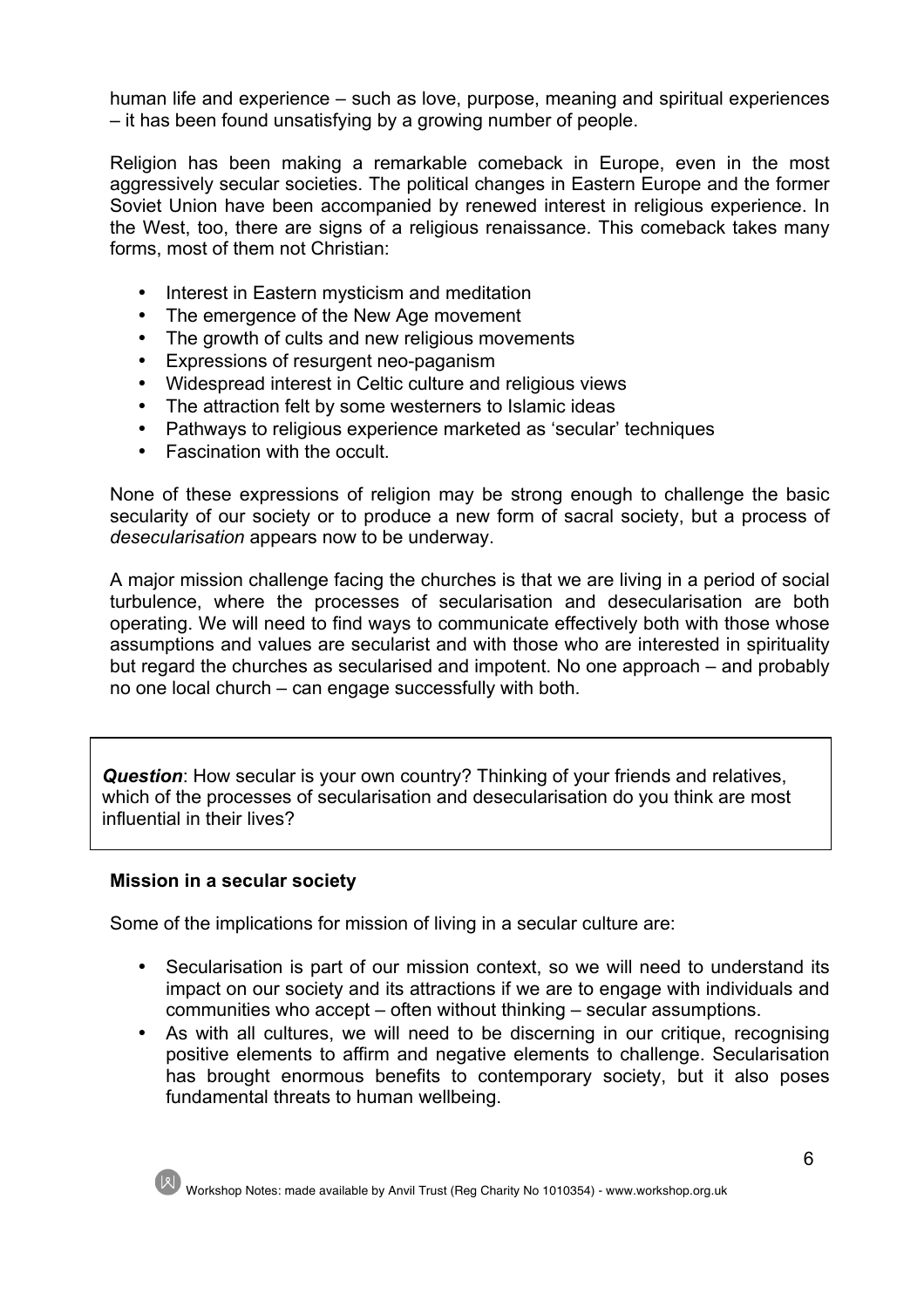human life and experience – such as love, purpose, meaning and spiritual experiences – it has been found unsatisfying by a growing number of people.

Religion has been making a remarkable comeback in Europe, even in the most aggressively secular societies. The political changes in Eastern Europe and the former Soviet Union have been accompanied by renewed interest in religious experience. In the West, too, there are signs of a religious renaissance. This comeback takes many forms, most of them not Christian:

- Interest in Eastern mysticism and meditation
- The emergence of the New Age movement
- The growth of cults and new religious movements
- Expressions of resurgent neo-paganism
- Widespread interest in Celtic culture and religious views
- The attraction felt by some westerners to Islamic ideas
- Pathways to religious experience marketed as 'secular' techniques
- Fascination with the occult.

None of these expressions of religion may be strong enough to challenge the basic secularity of our society or to produce a new form of sacral society, but a process of *desecularisation* appears now to be underway.

A major mission challenge facing the churches is that we are living in a period of social turbulence, where the processes of secularisation and desecularisation are both operating. We will need to find ways to communicate effectively both with those whose assumptions and values are secularist and with those who are interested in spirituality but regard the churches as secularised and impotent. No one approach – and probably no one local church – can engage successfully with both.

> ***Question***: How secular is your own country? Thinking of your friends and relatives, which of the processes of secularisation and desecularisation do you think are most influential in their lives?

### Mission in a secular society

Some of the implications for mission of living in a secular culture are:

- Secularisation is part of our mission context, so we will need to understand its impact on our society and its attractions if we are to engage with individuals and communities who accept – often without thinking – secular assumptions.
- As with all cultures, we will need to be discerning in our critique, recognising positive elements to affirm and negative elements to challenge. Secularisation has brought enormous benefits to contemporary society, but it also poses fundamental threats to human wellbeing.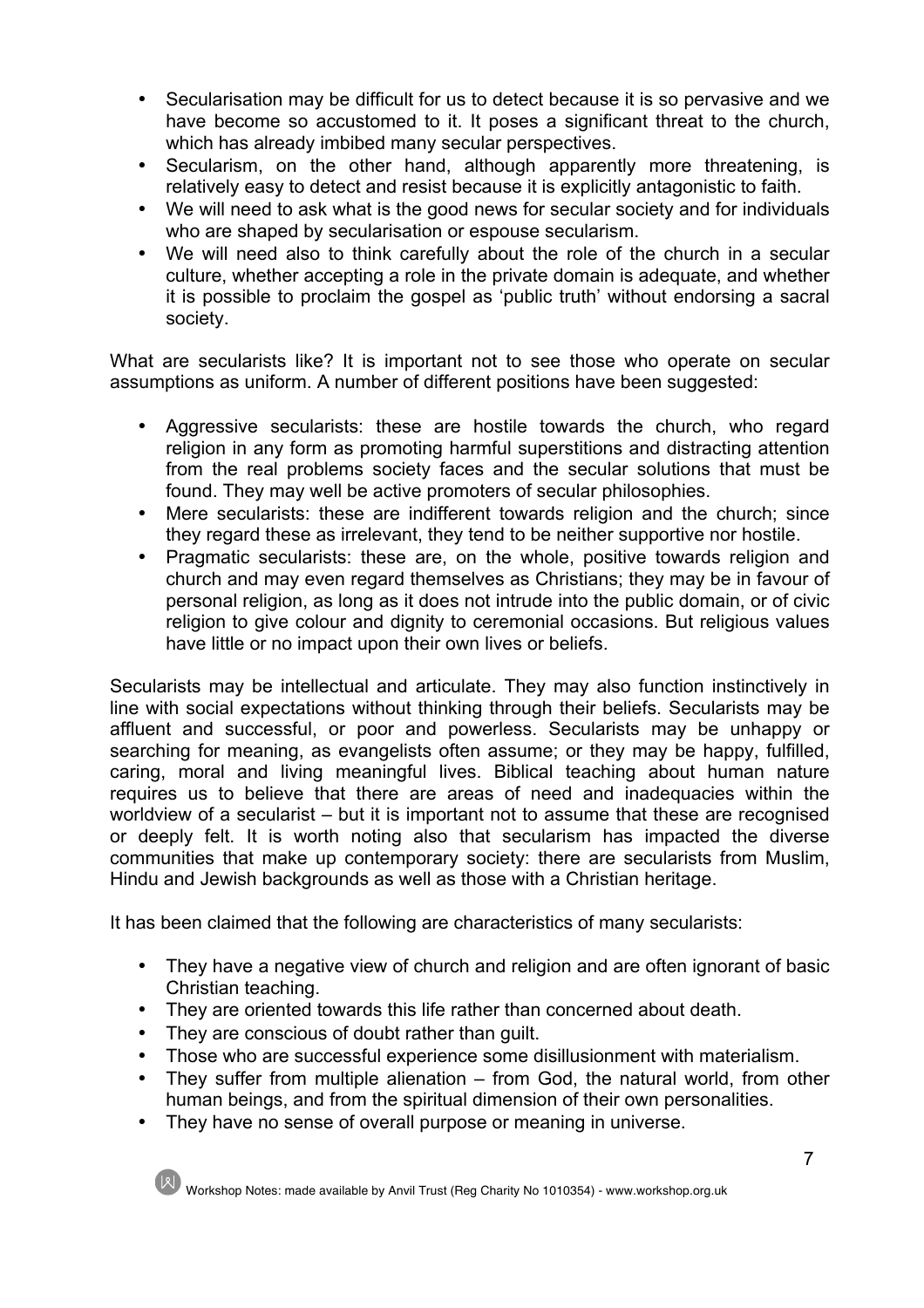- Secularisation may be difficult for us to detect because it is so pervasive and we have become so accustomed to it. It poses a significant threat to the church, which has already imbibed many secular perspectives.
- Secularism, on the other hand, although apparently more threatening, is relatively easy to detect and resist because it is explicitly antagonistic to faith.
- We will need to ask what is the good news for secular society and for individuals who are shaped by secularisation or espouse secularism.
- We will need also to think carefully about the role of the church in a secular culture, whether accepting a role in the private domain is adequate, and whether it is possible to proclaim the gospel as 'public truth' without endorsing a sacral society.

What are secularists like? It is important not to see those who operate on secular assumptions as uniform. A number of different positions have been suggested:

- Aggressive secularists: these are hostile towards the church, who regard religion in any form as promoting harmful superstitions and distracting attention from the real problems society faces and the secular solutions that must be found. They may well be active promoters of secular philosophies.
- Mere secularists: these are indifferent towards religion and the church; since they regard these as irrelevant, they tend to be neither supportive nor hostile.
- Pragmatic secularists: these are, on the whole, positive towards religion and church and may even regard themselves as Christians; they may be in favour of personal religion, as long as it does not intrude into the public domain, or of civic religion to give colour and dignity to ceremonial occasions. But religious values have little or no impact upon their own lives or beliefs.

Secularists may be intellectual and articulate. They may also function instinctively in line with social expectations without thinking through their beliefs. Secularists may be affluent and successful, or poor and powerless. Secularists may be unhappy or searching for meaning, as evangelists often assume; or they may be happy, fulfilled, caring, moral and living meaningful lives. Biblical teaching about human nature requires us to believe that there are areas of need and inadequacies within the worldview of a secularist – but it is important not to assume that these are recognised or deeply felt. It is worth noting also that secularism has impacted the diverse communities that make up contemporary society: there are secularists from Muslim, Hindu and Jewish backgrounds as well as those with a Christian heritage.

It has been claimed that the following are characteristics of many secularists:

- They have a negative view of church and religion and are often ignorant of basic Christian teaching.
- They are oriented towards this life rather than concerned about death.
- They are conscious of doubt rather than guilt.
- Those who are successful experience some disillusionment with materialism.
- They suffer from multiple alienation – from God, the natural world, from other human beings, and from the spiritual dimension of their own personalities.
- They have no sense of overall purpose or meaning in universe.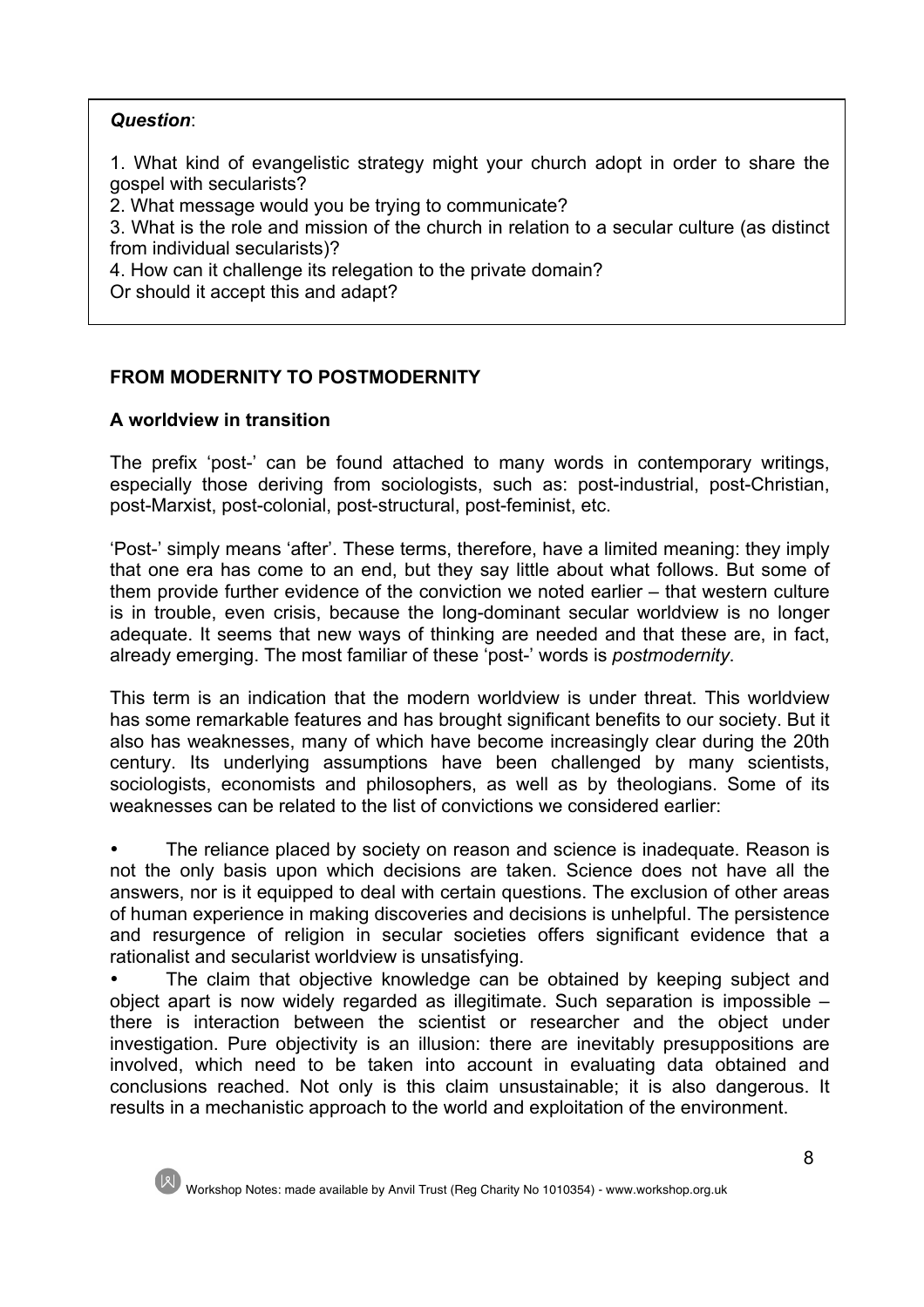*Question*:

1. What kind of evangelistic strategy might your church adopt in order to share the gospel with secularists?
2. What message would you be trying to communicate?
3. What is the role and mission of the church in relation to a secular culture (as distinct from individual secularists)?
4. How can it challenge its relegation to the private domain?
Or should it accept this and adapt?

## FROM MODERNITY TO POSTMODERNITY

### A worldview in transition

The prefix 'post-' can be found attached to many words in contemporary writings, especially those deriving from sociologists, such as: post-industrial, post-Christian, post-Marxist, post-colonial, post-structural, post-feminist, etc.

'Post-' simply means 'after'. These terms, therefore, have a limited meaning: they imply that one era has come to an end, but they say little about what follows. But some of them provide further evidence of the conviction we noted earlier – that western culture is in trouble, even crisis, because the long-dominant secular worldview is no longer adequate. It seems that new ways of thinking are needed and that these are, in fact, already emerging. The most familiar of these 'post-' words is *postmodernity*.

This term is an indication that the modern worldview is under threat. This worldview has some remarkable features and has brought significant benefits to our society. But it also has weaknesses, many of which have become increasingly clear during the 20th century. Its underlying assumptions have been challenged by many scientists, sociologists, economists and philosophers, as well as by theologians. Some of its weaknesses can be related to the list of convictions we considered earlier:

- The reliance placed by society on reason and science is inadequate. Reason is not the only basis upon which decisions are taken. Science does not have all the answers, nor is it equipped to deal with certain questions. The exclusion of other areas of human experience in making discoveries and decisions is unhelpful. The persistence and resurgence of religion in secular societies offers significant evidence that a rationalist and secularist worldview is unsatisfying.
- The claim that objective knowledge can be obtained by keeping subject and object apart is now widely regarded as illegitimate. Such separation is impossible – there is interaction between the scientist or researcher and the object under investigation. Pure objectivity is an illusion: there are inevitably presuppositions are involved, which need to be taken into account in evaluating data obtained and conclusions reached. Not only is this claim unsustainable; it is also dangerous. It results in a mechanistic approach to the world and exploitation of the environment.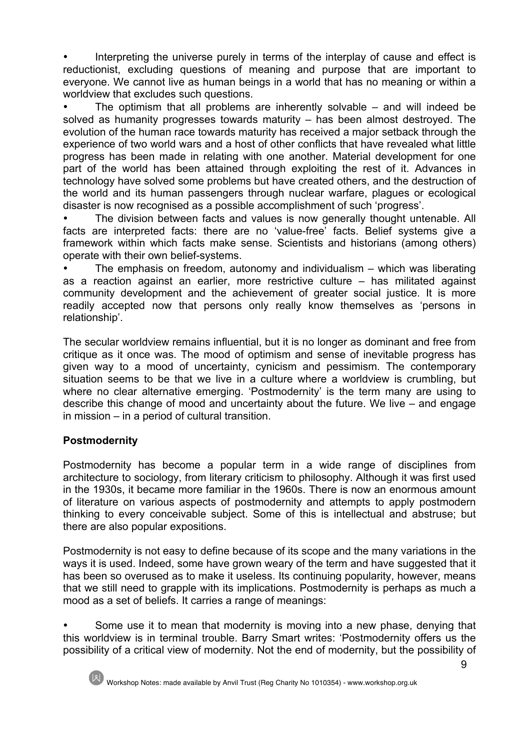- Interpreting the universe purely in terms of the interplay of cause and effect is reductionist, excluding questions of meaning and purpose that are important to everyone. We cannot live as human beings in a world that has no meaning or within a worldview that excludes such questions.
- The optimism that all problems are inherently solvable – and will indeed be solved as humanity progresses towards maturity – has been almost destroyed. The evolution of the human race towards maturity has received a major setback through the experience of two world wars and a host of other conflicts that have revealed what little progress has been made in relating with one another. Material development for one part of the world has been attained through exploiting the rest of it. Advances in technology have solved some problems but have created others, and the destruction of the world and its human passengers through nuclear warfare, plagues or ecological disaster is now recognised as a possible accomplishment of such 'progress'.
- The division between facts and values is now generally thought untenable. All facts are interpreted facts: there are no 'value-free' facts. Belief systems give a framework within which facts make sense. Scientists and historians (among others) operate with their own belief-systems.
- The emphasis on freedom, autonomy and individualism – which was liberating as a reaction against an earlier, more restrictive culture – has militated against community development and the achievement of greater social justice. It is more readily accepted now that persons only really know themselves as 'persons in relationship'.

The secular worldview remains influential, but it is no longer as dominant and free from critique as it once was. The mood of optimism and sense of inevitable progress has given way to a mood of uncertainty, cynicism and pessimism. The contemporary situation seems to be that we live in a culture where a worldview is crumbling, but where no clear alternative emerging. 'Postmodernity' is the term many are using to describe this change of mood and uncertainty about the future. We live – and engage in mission – in a period of cultural transition.

**Postmodernity**

Postmodernity has become a popular term in a wide range of disciplines from architecture to sociology, from literary criticism to philosophy. Although it was first used in the 1930s, it became more familiar in the 1960s. There is now an enormous amount of literature on various aspects of postmodernity and attempts to apply postmodern thinking to every conceivable subject. Some of this is intellectual and abstruse; but there are also popular expositions.

Postmodernity is not easy to define because of its scope and the many variations in the ways it is used. Indeed, some have grown weary of the term and have suggested that it has been so overused as to make it useless. Its continuing popularity, however, means that we still need to grapple with its implications. Postmodernity is perhaps as much a mood as a set of beliefs. It carries a range of meanings:

- Some use it to mean that modernity is moving into a new phase, denying that this worldview is in terminal trouble. Barry Smart writes: 'Postmodernity offers us the possibility of a critical view of modernity. Not the end of modernity, but the possibility of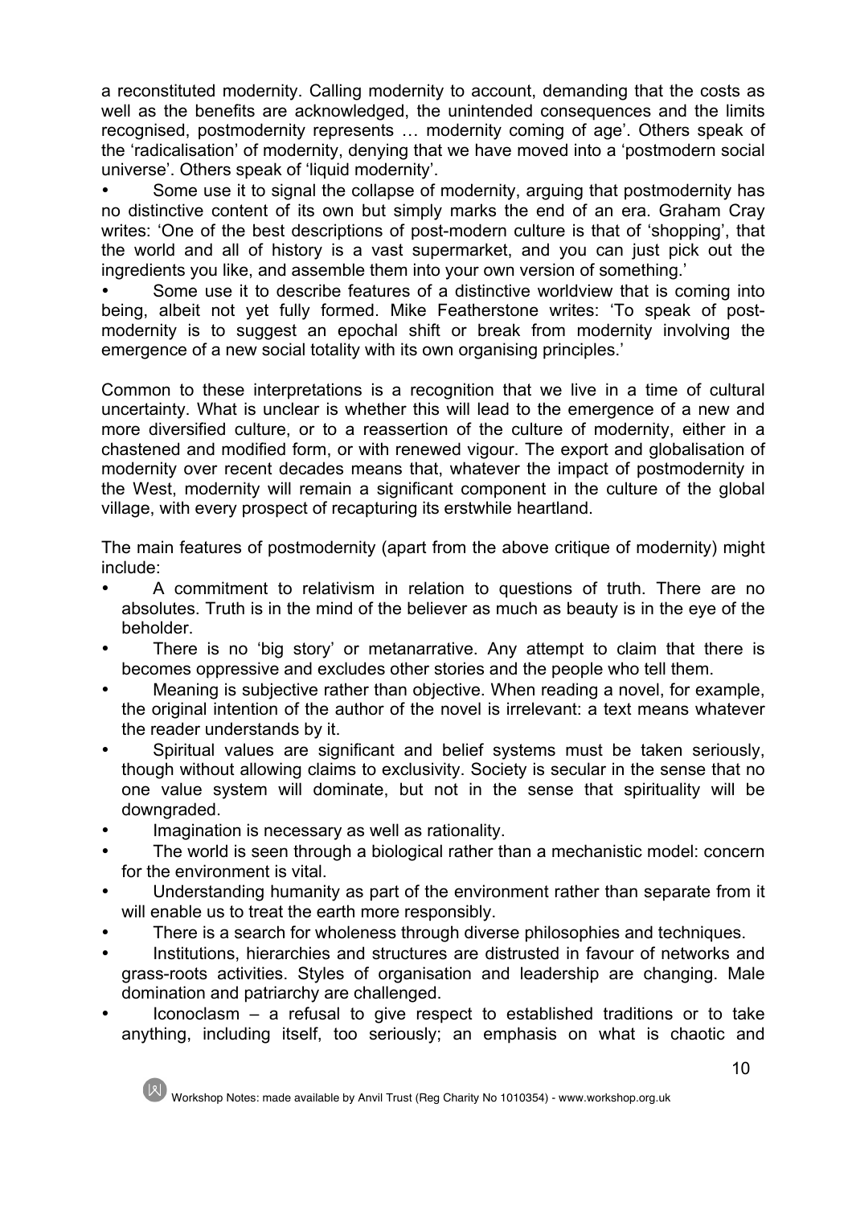a reconstituted modernity. Calling modernity to account, demanding that the costs as well as the benefits are acknowledged, the unintended consequences and the limits recognised, postmodernity represents … modernity coming of age'. Others speak of the 'radicalisation' of modernity, denying that we have moved into a 'postmodern social universe'. Others speak of 'liquid modernity'.

- Some use it to signal the collapse of modernity, arguing that postmodernity has no distinctive content of its own but simply marks the end of an era. Graham Cray writes: 'One of the best descriptions of post-modern culture is that of 'shopping', that the world and all of history is a vast supermarket, and you can just pick out the ingredients you like, and assemble them into your own version of something.'
- Some use it to describe features of a distinctive worldview that is coming into being, albeit not yet fully formed. Mike Featherstone writes: 'To speak of post-modernity is to suggest an epochal shift or break from modernity involving the emergence of a new social totality with its own organising principles.'

Common to these interpretations is a recognition that we live in a time of cultural uncertainty. What is unclear is whether this will lead to the emergence of a new and more diversified culture, or to a reassertion of the culture of modernity, either in a chastened and modified form, or with renewed vigour. The export and globalisation of modernity over recent decades means that, whatever the impact of postmodernity in the West, modernity will remain a significant component in the culture of the global village, with every prospect of recapturing its erstwhile heartland.

The main features of postmodernity (apart from the above critique of modernity) might include:

- A commitment to relativism in relation to questions of truth. There are no absolutes. Truth is in the mind of the believer as much as beauty is in the eye of the beholder.
- There is no 'big story' or metanarrative. Any attempt to claim that there is becomes oppressive and excludes other stories and the people who tell them.
- Meaning is subjective rather than objective. When reading a novel, for example, the original intention of the author of the novel is irrelevant: a text means whatever the reader understands by it.
- Spiritual values are significant and belief systems must be taken seriously, though without allowing claims to exclusivity. Society is secular in the sense that no one value system will dominate, but not in the sense that spirituality will be downgraded.
- Imagination is necessary as well as rationality.
- The world is seen through a biological rather than a mechanistic model: concern for the environment is vital.
- Understanding humanity as part of the environment rather than separate from it will enable us to treat the earth more responsibly.
- There is a search for wholeness through diverse philosophies and techniques.
- Institutions, hierarchies and structures are distrusted in favour of networks and grass-roots activities. Styles of organisation and leadership are changing. Male domination and patriarchy are challenged.
- Iconoclasm – a refusal to give respect to established traditions or to take anything, including itself, too seriously; an emphasis on what is chaotic and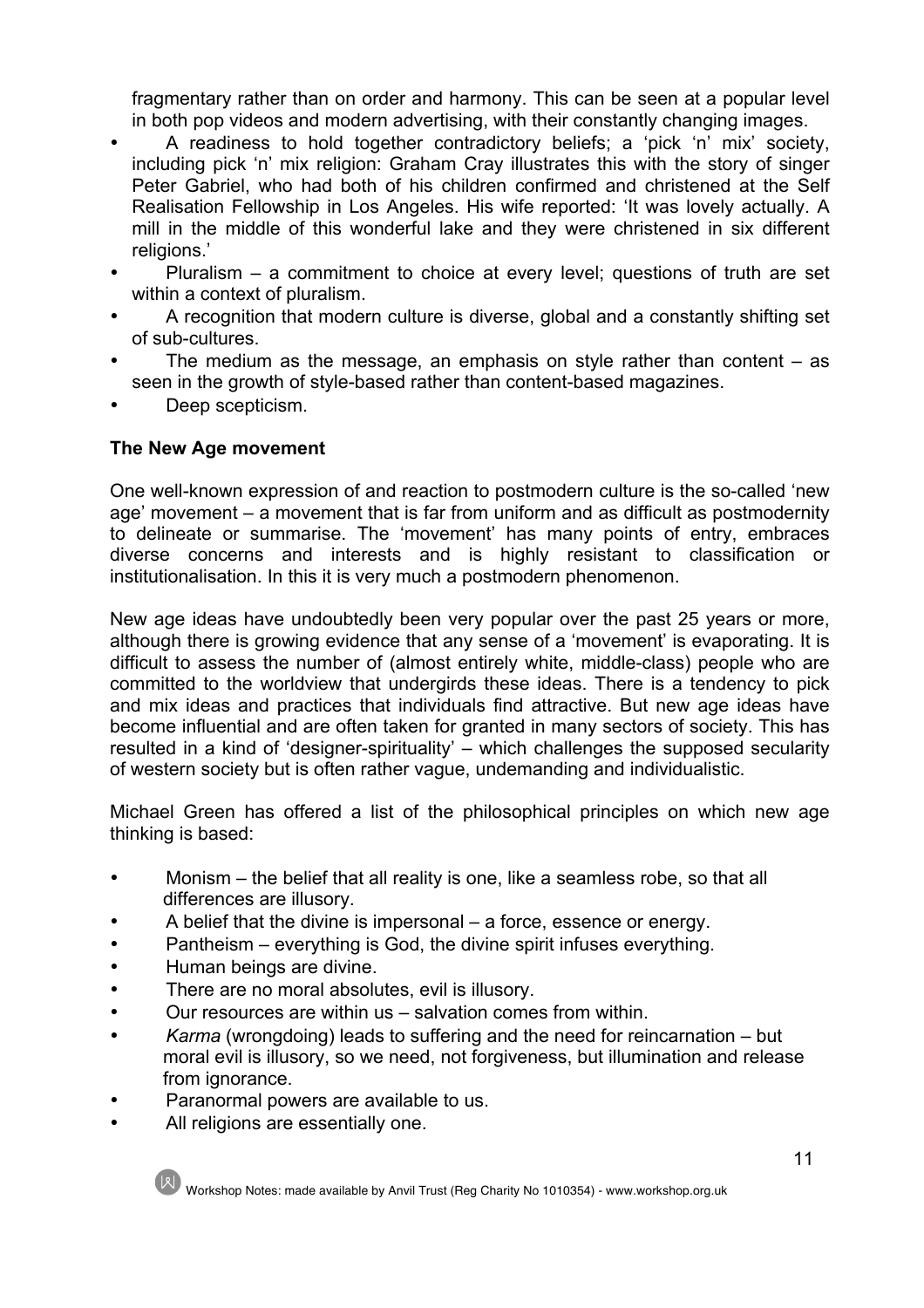fragmentary rather than on order and harmony. This can be seen at a popular level in both pop videos and modern advertising, with their constantly changing images.

- A readiness to hold together contradictory beliefs; a 'pick 'n' mix' society, including pick 'n' mix religion: Graham Cray illustrates this with the story of singer Peter Gabriel, who had both of his children confirmed and christened at the Self Realisation Fellowship in Los Angeles. His wife reported: 'It was lovely actually. A mill in the middle of this wonderful lake and they were christened in six different religions.'
- Pluralism – a commitment to choice at every level; questions of truth are set within a context of pluralism.
- A recognition that modern culture is diverse, global and a constantly shifting set of sub-cultures.
- The medium as the message, an emphasis on style rather than content – as seen in the growth of style-based rather than content-based magazines.
- Deep scepticism.

**The New Age movement**

One well-known expression of and reaction to postmodern culture is the so-called 'new age' movement – a movement that is far from uniform and as difficult as postmodernity to delineate or summarise. The 'movement' has many points of entry, embraces diverse concerns and interests and is highly resistant to classification or institutionalisation. In this it is very much a postmodern phenomenon.

New age ideas have undoubtedly been very popular over the past 25 years or more, although there is growing evidence that any sense of a 'movement' is evaporating. It is difficult to assess the number of (almost entirely white, middle-class) people who are committed to the worldview that undergirds these ideas. There is a tendency to pick and mix ideas and practices that individuals find attractive. But new age ideas have become influential and are often taken for granted in many sectors of society. This has resulted in a kind of 'designer-spirituality' – which challenges the supposed secularity of western society but is often rather vague, undemanding and individualistic.

Michael Green has offered a list of the philosophical principles on which new age thinking is based:

- Monism – the belief that all reality is one, like a seamless robe, so that all differences are illusory.
- A belief that the divine is impersonal – a force, essence or energy.
- Pantheism – everything is God, the divine spirit infuses everything.
- Human beings are divine.
- There are no moral absolutes, evil is illusory.
- Our resources are within us – salvation comes from within.
- *Karma* (wrongdoing) leads to suffering and the need for reincarnation – but moral evil is illusory, so we need, not forgiveness, but illumination and release from ignorance.
- Paranormal powers are available to us.
- All religions are essentially one.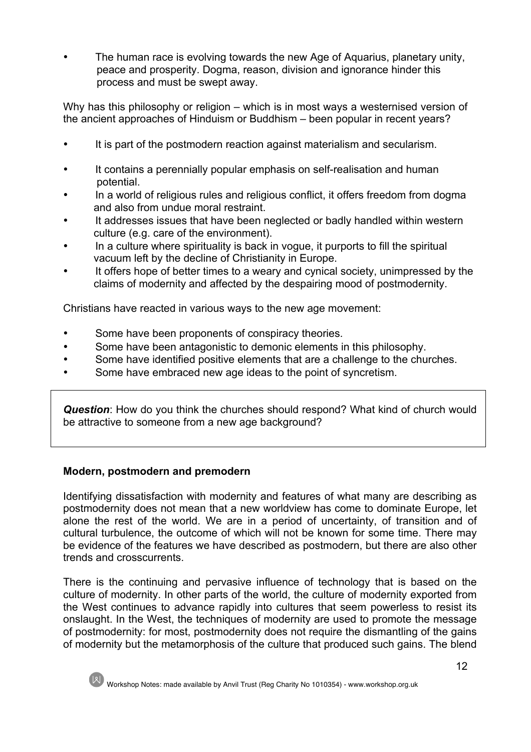- The human race is evolving towards the new Age of Aquarius, planetary unity, peace and prosperity. Dogma, reason, division and ignorance hinder this process and must be swept away.

Why has this philosophy or religion – which is in most ways a westernised version of the ancient approaches of Hinduism or Buddhism – been popular in recent years?

- It is part of the postmodern reaction against materialism and secularism.
- It contains a perennially popular emphasis on self-realisation and human potential.
- In a world of religious rules and religious conflict, it offers freedom from dogma and also from undue moral restraint.
- It addresses issues that have been neglected or badly handled within western culture (e.g. care of the environment).
- In a culture where spirituality is back in vogue, it purports to fill the spiritual vacuum left by the decline of Christianity in Europe.
- It offers hope of better times to a weary and cynical society, unimpressed by the claims of modernity and affected by the despairing mood of postmodernity.

Christians have reacted in various ways to the new age movement:

- Some have been proponents of conspiracy theories.
- Some have been antagonistic to demonic elements in this philosophy.
- Some have identified positive elements that are a challenge to the churches.
- Some have embraced new age ideas to the point of syncretism.

> ***Question***: How do you think the churches should respond? What kind of church would be attractive to someone from a new age background?

**Modern, postmodern and premodern**

Identifying dissatisfaction with modernity and features of what many are describing as postmodernity does not mean that a new worldview has come to dominate Europe, let alone the rest of the world. We are in a period of uncertainty, of transition and of cultural turbulence, the outcome of which will not be known for some time. There may be evidence of the features we have described as postmodern, but there are also other trends and crosscurrents.

There is the continuing and pervasive influence of technology that is based on the culture of modernity. In other parts of the world, the culture of modernity exported from the West continues to advance rapidly into cultures that seem powerless to resist its onslaught. In the West, the techniques of modernity are used to promote the message of postmodernity: for most, postmodernity does not require the dismantling of the gains of modernity but the metamorphosis of the culture that produced such gains. The blend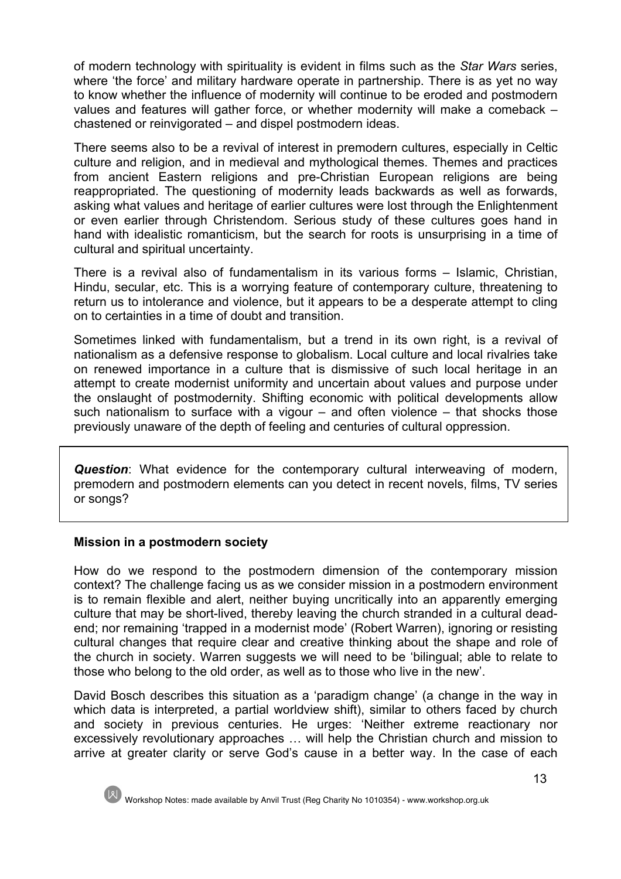of modern technology with spirituality is evident in films such as the *Star Wars* series, where 'the force' and military hardware operate in partnership. There is as yet no way to know whether the influence of modernity will continue to be eroded and postmodern values and features will gather force, or whether modernity will make a comeback – chastened or reinvigorated – and dispel postmodern ideas.

There seems also to be a revival of interest in premodern cultures, especially in Celtic culture and religion, and in medieval and mythological themes. Themes and practices from ancient Eastern religions and pre-Christian European religions are being reappropriated. The questioning of modernity leads backwards as well as forwards, asking what values and heritage of earlier cultures were lost through the Enlightenment or even earlier through Christendom. Serious study of these cultures goes hand in hand with idealistic romanticism, but the search for roots is unsurprising in a time of cultural and spiritual uncertainty.

There is a revival also of fundamentalism in its various forms – Islamic, Christian, Hindu, secular, etc. This is a worrying feature of contemporary culture, threatening to return us to intolerance and violence, but it appears to be a desperate attempt to cling on to certainties in a time of doubt and transition.

Sometimes linked with fundamentalism, but a trend in its own right, is a revival of nationalism as a defensive response to globalism. Local culture and local rivalries take on renewed importance in a culture that is dismissive of such local heritage in an attempt to create modernist uniformity and uncertain about values and purpose under the onslaught of postmodernity. Shifting economic with political developments allow such nationalism to surface with a vigour – and often violence – that shocks those previously unaware of the depth of feeling and centuries of cultural oppression.

> ***Question***: What evidence for the contemporary cultural interweaving of modern, premodern and postmodern elements can you detect in recent novels, films, TV series or songs?

**Mission in a postmodern society**

How do we respond to the postmodern dimension of the contemporary mission context? The challenge facing us as we consider mission in a postmodern environment is to remain flexible and alert, neither buying uncritically into an apparently emerging culture that may be short-lived, thereby leaving the church stranded in a cultural dead-end; nor remaining 'trapped in a modernist mode' (Robert Warren), ignoring or resisting cultural changes that require clear and creative thinking about the shape and role of the church in society. Warren suggests we will need to be 'bilingual; able to relate to those who belong to the old order, as well as to those who live in the new'.

David Bosch describes this situation as a 'paradigm change' (a change in the way in which data is interpreted, a partial worldview shift), similar to others faced by church and society in previous centuries. He urges: 'Neither extreme reactionary nor excessively revolutionary approaches … will help the Christian church and mission to arrive at greater clarity or serve God's cause in a better way. In the case of each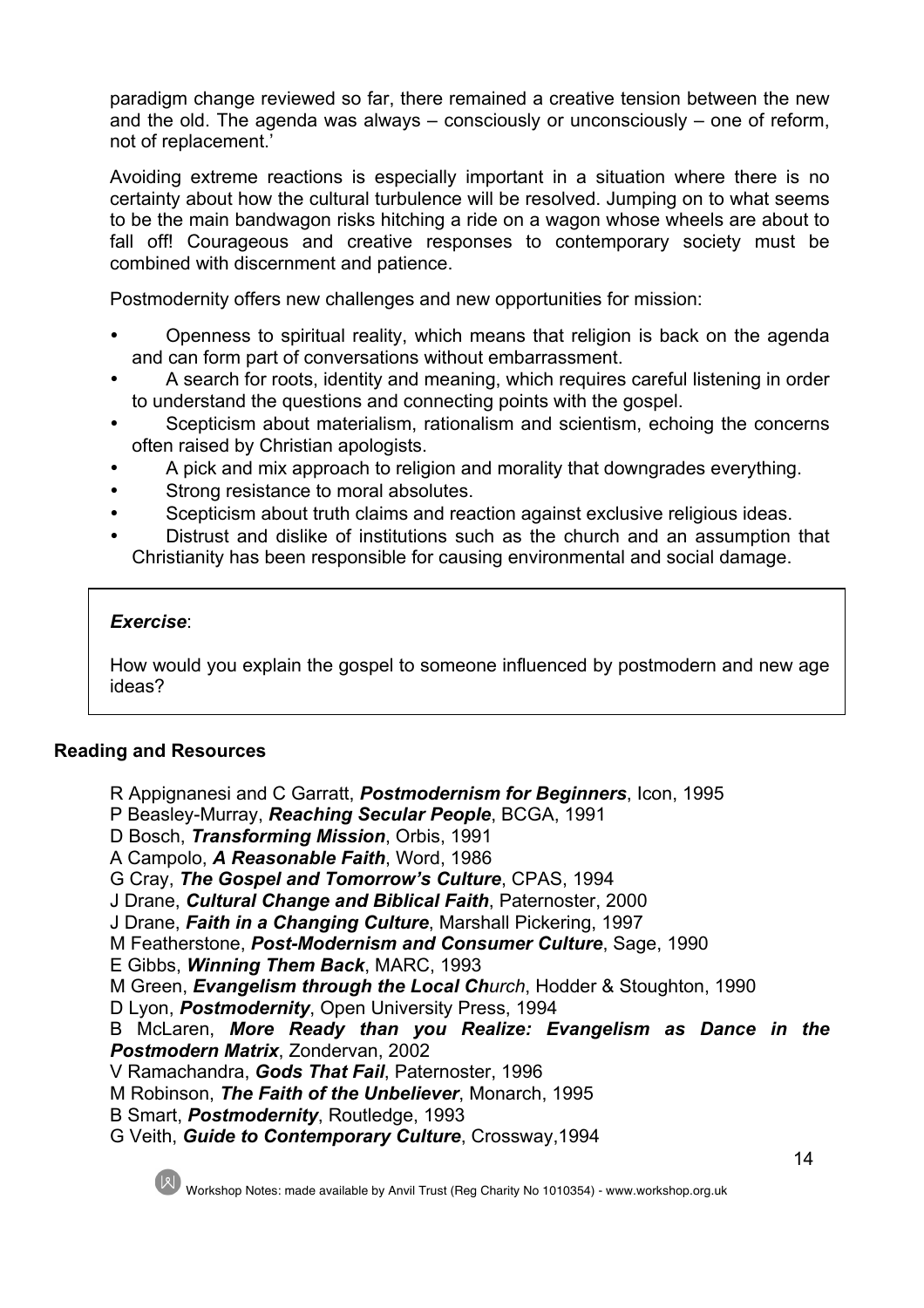paradigm change reviewed so far, there remained a creative tension between the new and the old. The agenda was always – consciously or unconsciously – one of reform, not of replacement.'

Avoiding extreme reactions is especially important in a situation where there is no certainty about how the cultural turbulence will be resolved. Jumping on to what seems to be the main bandwagon risks hitching a ride on a wagon whose wheels are about to fall off! Courageous and creative responses to contemporary society must be combined with discernment and patience.

Postmodernity offers new challenges and new opportunities for mission:

- Openness to spiritual reality, which means that religion is back on the agenda and can form part of conversations without embarrassment.
- A search for roots, identity and meaning, which requires careful listening in order to understand the questions and connecting points with the gospel.
- Scepticism about materialism, rationalism and scientism, echoing the concerns often raised by Christian apologists.
- A pick and mix approach to religion and morality that downgrades everything.
- Strong resistance to moral absolutes.
- Scepticism about truth claims and reaction against exclusive religious ideas.
- Distrust and dislike of institutions such as the church and an assumption that Christianity has been responsible for causing environmental and social damage.

> ***Exercise***:
>
> How would you explain the gospel to someone influenced by postmodern and new age ideas?

### Reading and Resources

R Appignanesi and C Garratt, ***Postmodernism for Beginners***, Icon, 1995
P Beasley-Murray, ***Reaching Secular People***, BCGA, 1991
D Bosch, ***Transforming Mission***, Orbis, 1991
A Campolo, ***A Reasonable Faith***, Word, 1986
G Cray, ***The Gospel and Tomorrow's Culture***, CPAS, 1994
J Drane, ***Cultural Change and Biblical Faith***, Paternoster, 2000
J Drane, ***Faith in a Changing Culture***, Marshall Pickering, 1997
M Featherstone, ***Post-Modernism and Consumer Culture***, Sage, 1990
E Gibbs, ***Winning Them Back***, MARC, 1993
M Green, ***Evangelism through the Local Church***, Hodder & Stoughton, 1990
D Lyon, ***Postmodernity***, Open University Press, 1994
B McLaren, ***More Ready than you Realize: Evangelism as Dance in the Postmodern Matrix***, Zondervan, 2002
V Ramachandra, ***Gods That Fail***, Paternoster, 1996
M Robinson, ***The Faith of the Unbeliever***, Monarch, 1995
B Smart, ***Postmodernity***, Routledge, 1993
G Veith, ***Guide to Contemporary Culture***, Crossway,1994